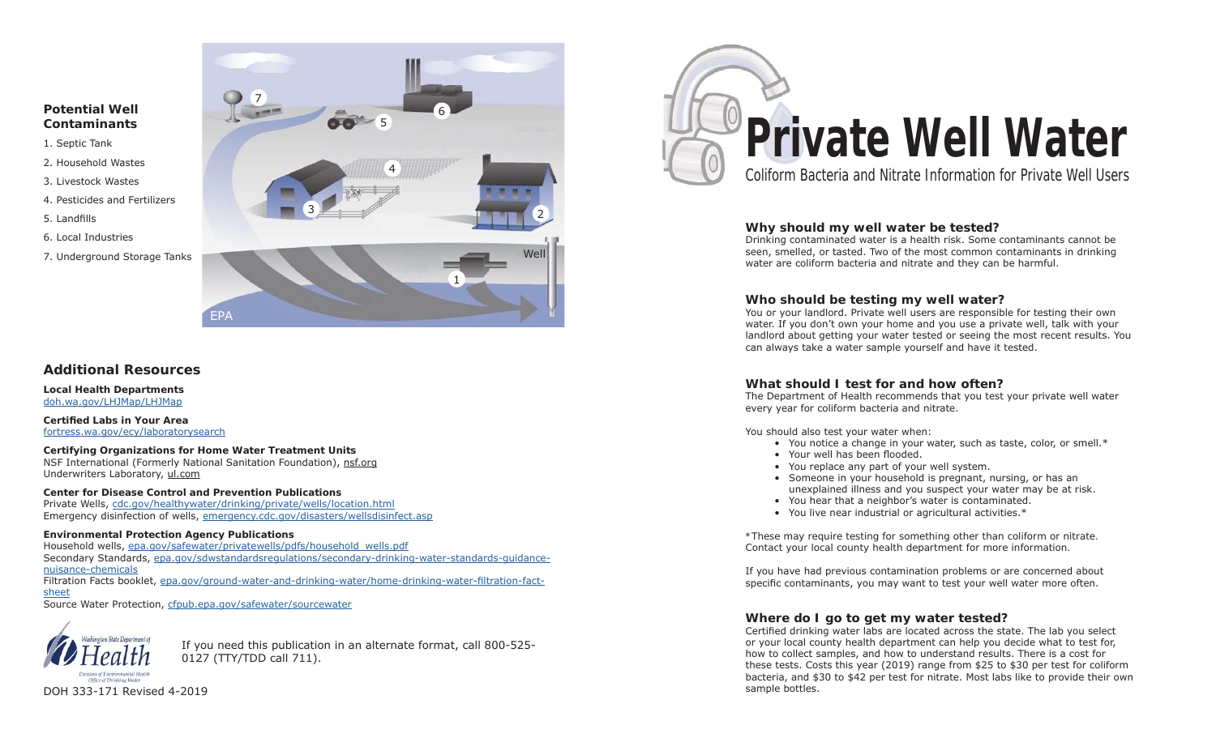## Potential Well Contaminants

1. Septic Tank
2. Household Wastes
3. Livestock Wastes
4. Pesticides and Fertilizers
5. Landfills
6. Local Industries
7. Underground Storage Tanks

## Additional Resources

**Local Health Departments**
doh.wa.gov/LHJMap/LHJMap

**Certified Labs in Your Area**
fortress.wa.gov/ecy/laboratorysearch

**Certifying Organizations for Home Water Treatment Units**
NSF International (Formerly National Sanitation Foundation), nsf.org
Underwriters Laboratory, ul.com

**Center for Disease Control and Prevention Publications**
Private Wells, cdc.gov/healthywater/drinking/private/wells/location.html
Emergency disinfection of wells, emergency.cdc.gov/disasters/wellsdisinfect.asp

**Environmental Protection Agency Publications**
Household wells, epa.gov/safewater/privatewells/pdfs/household_wells.pdf
Secondary Standards, epa.gov/sdwstandardsregulations/secondary-drinking-water-standards-guidance-nuisance-chemicals
Filtration Facts booklet, epa.gov/ground-water-and-drinking-water/home-drinking-water-filtration-fact-sheet
Source Water Protection, cfpub.epa.gov/safewater/sourcewater

If you need this publication in an alternate format, call 800-525-0127 (TTY/TDD call 711).

DOH 333-171 Revised 4-2019

# Private Well Water

Coliform Bacteria and Nitrate Information for Private Well Users

### Why should my well water be tested?

Drinking contaminated water is a health risk. Some contaminants cannot be seen, smelled, or tasted. Two of the most common contaminants in drinking water are coliform bacteria and nitrate and they can be harmful.

### Who should be testing my well water?

You or your landlord. Private well users are responsible for testing their own water. If you don't own your home and you use a private well, talk with your landlord about getting your water tested or seeing the most recent results. You can always take a water sample yourself and have it tested.

### What should I test for and how often?

The Department of Health recommends that you test your private well water every year for coliform bacteria and nitrate.

You should also test your water when:

- You notice a change in your water, such as taste, color, or smell.*
- Your well has been flooded.
- You replace any part of your well system.
- Someone in your household is pregnant, nursing, or has an unexplained illness and you suspect your water may be at risk.
- You hear that a neighbor's water is contaminated.
- You live near industrial or agricultural activities.*

*These may require testing for something other than coliform or nitrate. Contact your local county health department for more information.

If you have had previous contamination problems or are concerned about specific contaminants, you may want to test your well water more often.

### Where do I go to get my water tested?

Certified drinking water labs are located across the state. The lab you select or your local county health department can help you decide what to test for, how to collect samples, and how to understand results. There is a cost for these tests. Costs this year (2019) range from $25 to $30 per test for coliform bacteria, and $30 to $42 per test for nitrate. Most labs like to provide their own sample bottles.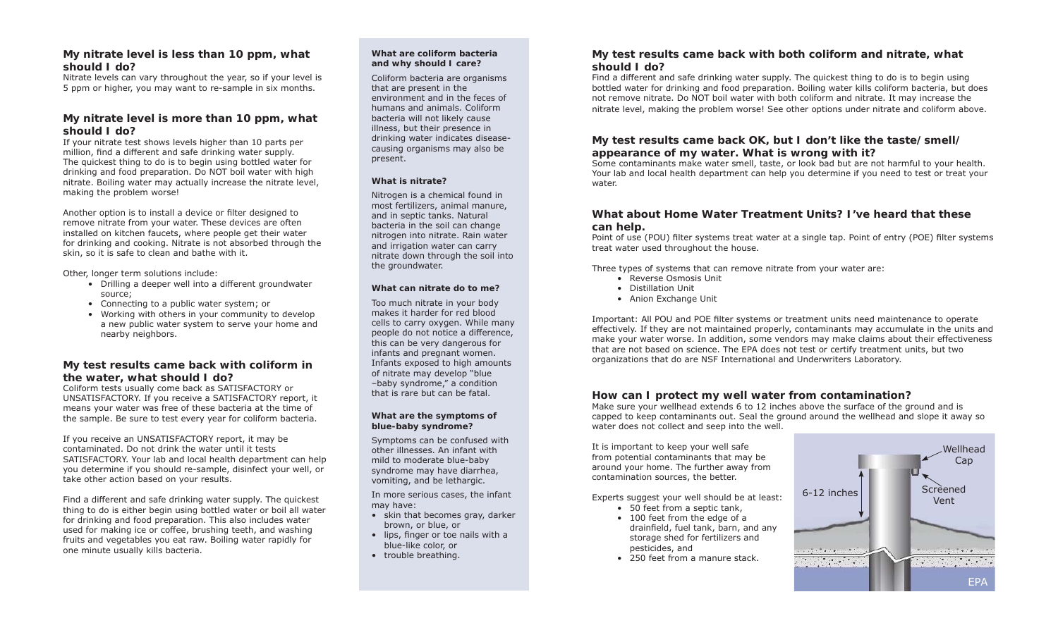## My nitrate level is less than 10 ppm, what should I do?

Nitrate levels can vary throughout the year, so if your level is 5 ppm or higher, you may want to re-sample in six months.

## My nitrate level is more than 10 ppm, what should I do?

If your nitrate test shows levels higher than 10 parts per million, find a different and safe drinking water supply. The quickest thing to do is to begin using bottled water for drinking and food preparation. Do NOT boil water with high nitrate. Boiling water may actually increase the nitrate level, making the problem worse!

Another option is to install a device or filter designed to remove nitrate from your water. These devices are often installed on kitchen faucets, where people get their water for drinking and cooking. Nitrate is not absorbed through the skin, so it is safe to clean and bathe with it.

Other, longer term solutions include:

- Drilling a deeper well into a different groundwater source;
- Connecting to a public water system; or
- Working with others in your community to develop a new public water system to serve your home and nearby neighbors.

## My test results came back with coliform in the water, what should I do?

Coliform tests usually come back as SATISFACTORY or UNSATISFACTORY. If you receive a SATISFACTORY report, it means your water was free of these bacteria at the time of the sample. Be sure to test every year for coliform bacteria.

If you receive an UNSATISFACTORY report, it may be contaminated. Do not drink the water until it tests SATISFACTORY. Your lab and local health department can help you determine if you should re-sample, disinfect your well, or take other action based on your results.

Find a different and safe drinking water supply. The quickest thing to do is either begin using bottled water or boil all water for drinking and food preparation. This also includes water used for making ice or coffee, brushing teeth, and washing fruits and vegetables you eat raw. Boiling water rapidly for one minute usually kills bacteria.

### What are coliform bacteria and why should I care?

Coliform bacteria are organisms that are present in the environment and in the feces of humans and animals. Coliform bacteria will not likely cause illness, but their presence in drinking water indicates disease-causing organisms may also be present.

### What is nitrate?

Nitrogen is a chemical found in most fertilizers, animal manure, and in septic tanks. Natural bacteria in the soil can change nitrogen into nitrate. Rain water and irrigation water can carry nitrate down through the soil into the groundwater.

### What can nitrate do to me?

Too much nitrate in your body makes it harder for red blood cells to carry oxygen. While many people do not notice a difference, this can be very dangerous for infants and pregnant women. Infants exposed to high amounts of nitrate may develop "blue –baby syndrome," a condition that is rare but can be fatal.

### What are the symptoms of blue-baby syndrome?

Symptoms can be confused with other illnesses. An infant with mild to moderate blue-baby syndrome may have diarrhea, vomiting, and be lethargic.

In more serious cases, the infant may have:

- skin that becomes gray, darker brown, or blue, or
- lips, finger or toe nails with a blue-like color, or
- trouble breathing.

## My test results came back with both coliform and nitrate, what should I do?

Find a different and safe drinking water supply. The quickest thing to do is to begin using bottled water for drinking and food preparation. Boiling water kills coliform bacteria, but does not remove nitrate. Do NOT boil water with both coliform and nitrate. It may increase the nitrate level, making the problem worse! See other options under nitrate and coliform above.

## My test results came back OK, but I don't like the taste/smell/appearance of my water. What is wrong with it?

Some contaminants make water smell, taste, or look bad but are not harmful to your health. Your lab and local health department can help you determine if you need to test or treat your water.

## What about Home Water Treatment Units? I've heard that these can help.

Point of use (POU) filter systems treat water at a single tap. Point of entry (POE) filter systems treat water used throughout the house.

Three types of systems that can remove nitrate from your water are:

- Reverse Osmosis Unit
- Distillation Unit
- Anion Exchange Unit

Important: All POU and POE filter systems or treatment units need maintenance to operate effectively. If they are not maintained properly, contaminants may accumulate in the units and make your water worse. In addition, some vendors may make claims about their effectiveness that are not based on science. The EPA does not test or certify treatment units, but two organizations that do are NSF International and Underwriters Laboratory.

## How can I protect my well water from contamination?

Make sure your wellhead extends 6 to 12 inches above the surface of the ground and is capped to keep contaminants out. Seal the ground around the wellhead and slope it away so water does not collect and seep into the well.

It is important to keep your well safe from potential contaminants that may be around your home. The further away from contamination sources, the better.

Experts suggest your well should be at least:

- 50 feet from a septic tank,
- 100 feet from the edge of a drainfield, fuel tank, barn, and any storage shed for fertilizers and pesticides, and
- 250 feet from a manure stack.

Wellhead Cap

Screened Vent

6-12 inches

EPA